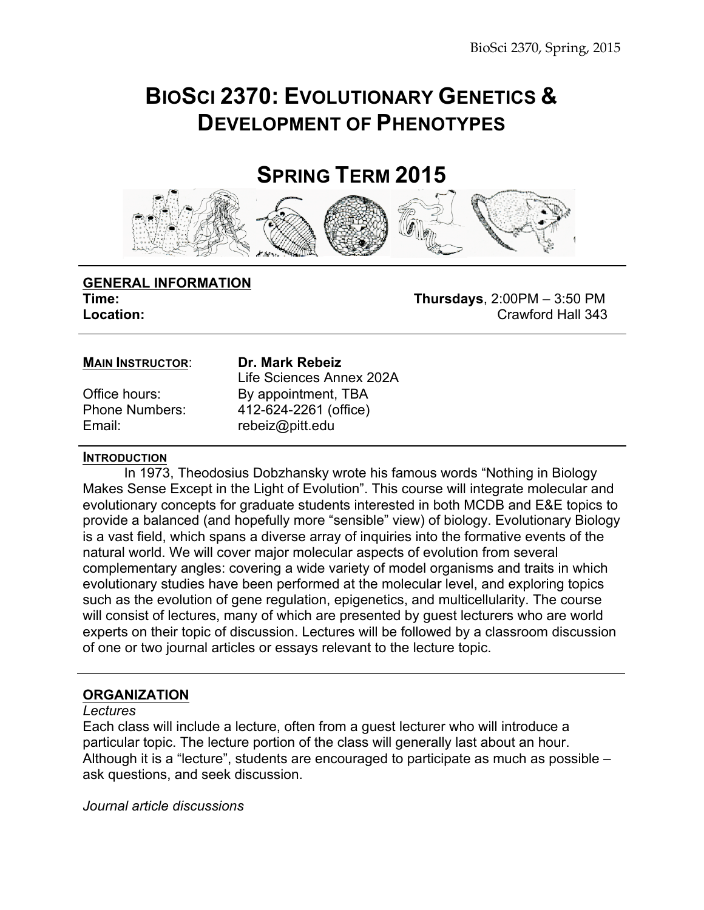# BioSci 2370: Evolutionary Genetics & Development of Phenotypes

# Spring Term 2015

## GENERAL INFORMATION

**Time:** **Thursdays**, 2:00PM – 3:50 PM
**Location:** Crawford Hall 343

**MAIN INSTRUCTOR**: **Dr. Mark Rebeiz**
Life Sciences Annex 202A
Office hours: By appointment, TBA
Phone Numbers: 412-624-2261 (office)
Email: rebeiz@pitt.edu

## INTRODUCTION

In 1973, Theodosius Dobzhansky wrote his famous words "Nothing in Biology Makes Sense Except in the Light of Evolution". This course will integrate molecular and evolutionary concepts for graduate students interested in both MCDB and E&E topics to provide a balanced (and hopefully more "sensible" view) of biology. Evolutionary Biology is a vast field, which spans a diverse array of inquiries into the formative events of the natural world. We will cover major molecular aspects of evolution from several complementary angles: covering a wide variety of model organisms and traits in which evolutionary studies have been performed at the molecular level, and exploring topics such as the evolution of gene regulation, epigenetics, and multicellularity. The course will consist of lectures, many of which are presented by guest lecturers who are world experts on their topic of discussion. Lectures will be followed by a classroom discussion of one or two journal articles or essays relevant to the lecture topic.

## ORGANIZATION

*Lectures*

Each class will include a lecture, often from a guest lecturer who will introduce a particular topic. The lecture portion of the class will generally last about an hour. Although it is a "lecture", students are encouraged to participate as much as possible – ask questions, and seek discussion.

*Journal article discussions*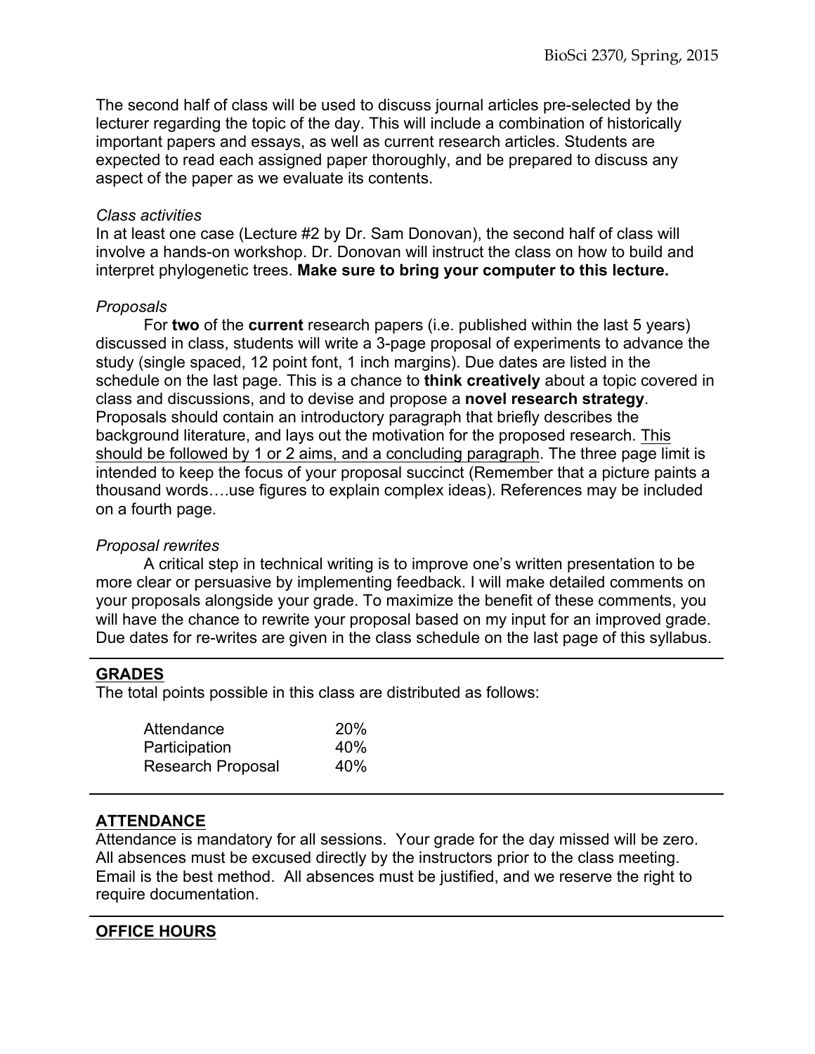The second half of class will be used to discuss journal articles pre-selected by the lecturer regarding the topic of the day. This will include a combination of historically important papers and essays, as well as current research articles. Students are expected to read each assigned paper thoroughly, and be prepared to discuss any aspect of the paper as we evaluate its contents.

*Class activities*

In at least one case (Lecture #2 by Dr. Sam Donovan), the second half of class will involve a hands-on workshop. Dr. Donovan will instruct the class on how to build and interpret phylogenetic trees. **Make sure to bring your computer to this lecture.**

*Proposals*

For **two** of the **current** research papers (i.e. published within the last 5 years) discussed in class, students will write a 3-page proposal of experiments to advance the study (single spaced, 12 point font, 1 inch margins). Due dates are listed in the schedule on the last page. This is a chance to **think creatively** about a topic covered in class and discussions, and to devise and propose a **novel research strategy**. Proposals should contain an introductory paragraph that briefly describes the background literature, and lays out the motivation for the proposed research. <u>This should be followed by 1 or 2 aims, and a concluding paragraph</u>. The three page limit is intended to keep the focus of your proposal succinct (Remember that a picture paints a thousand words….use figures to explain complex ideas). References may be included on a fourth page.

*Proposal rewrites*

A critical step in technical writing is to improve one's written presentation to be more clear or persuasive by implementing feedback. I will make detailed comments on your proposals alongside your grade. To maximize the benefit of these comments, you will have the chance to rewrite your proposal based on my input for an improved grade. Due dates for re-writes are given in the class schedule on the last page of this syllabus.

## GRADES

The total points possible in this class are distributed as follows:

| Component | Percentage |
| --- | --- |
| Attendance | 20% |
| Participation | 40% |
| Research Proposal | 40% |

## ATTENDANCE

Attendance is mandatory for all sessions. Your grade for the day missed will be zero. All absences must be excused directly by the instructors prior to the class meeting. Email is the best method. All absences must be justified, and we reserve the right to require documentation.

## OFFICE HOURS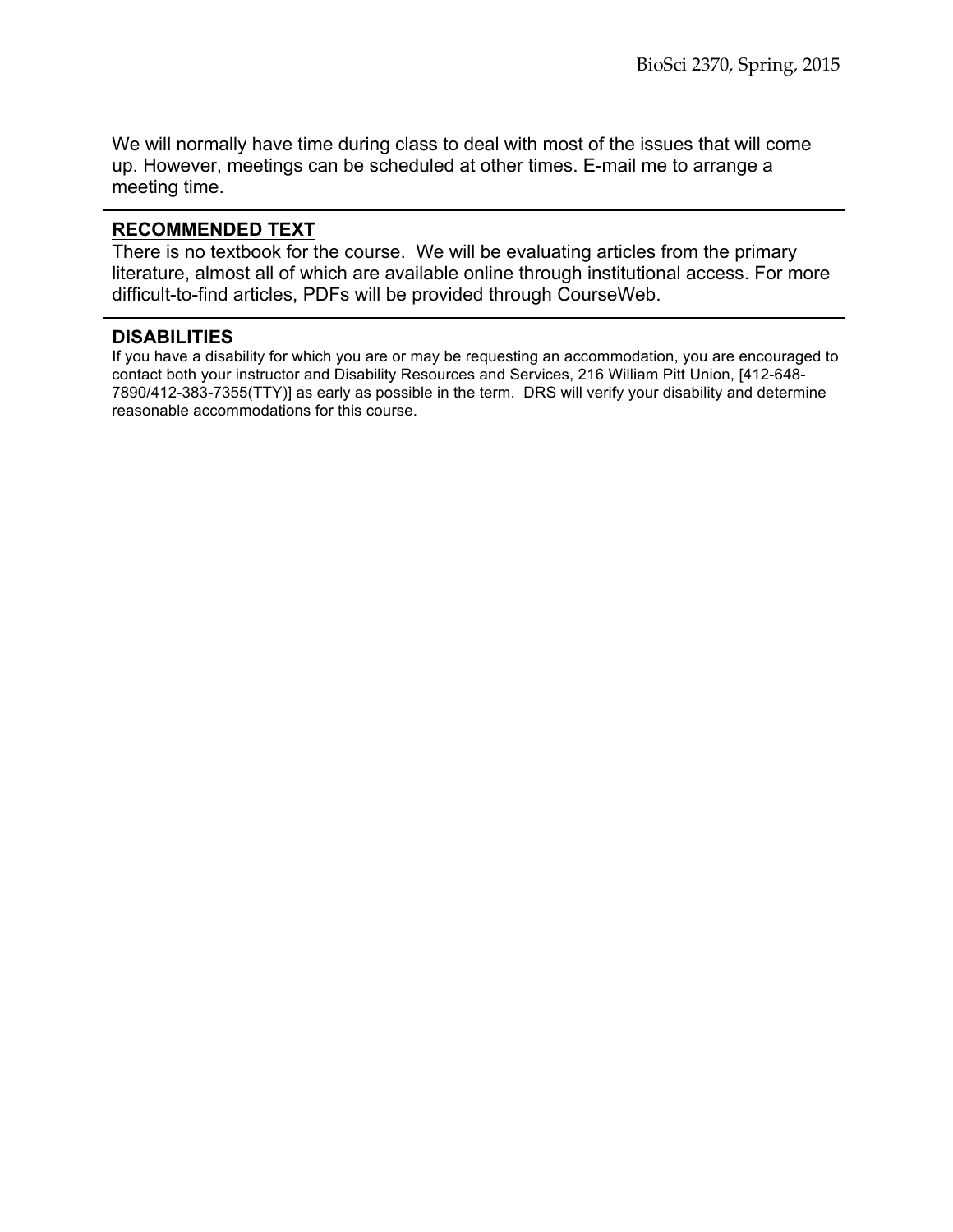We will normally have time during class to deal with most of the issues that will come up. However, meetings can be scheduled at other times. E-mail me to arrange a meeting time.

## RECOMMENDED TEXT

There is no textbook for the course. We will be evaluating articles from the primary literature, almost all of which are available online through institutional access. For more difficult-to-find articles, PDFs will be provided through CourseWeb.

## DISABILITIES

If you have a disability for which you are or may be requesting an accommodation, you are encouraged to contact both your instructor and Disability Resources and Services, 216 William Pitt Union, [412-648-7890/412-383-7355(TTY)] as early as possible in the term. DRS will verify your disability and determine reasonable accommodations for this course.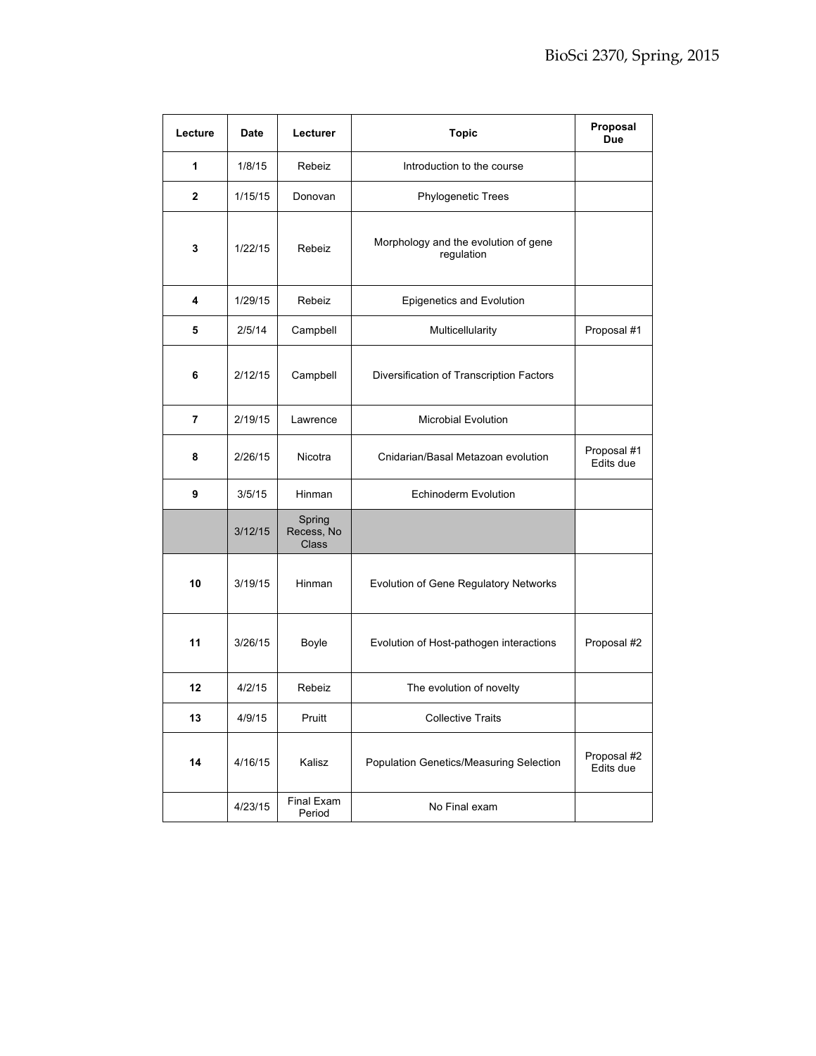| Lecture | Date | Lecturer | Topic | Proposal Due |
|---|---|---|---|---|
| **1** | 1/8/15 | Rebeiz | Introduction to the course | |
| **2** | 1/15/15 | Donovan | Phylogenetic Trees | |
| **3** | 1/22/15 | Rebeiz | Morphology and the evolution of gene regulation | |
| **4** | 1/29/15 | Rebeiz | Epigenetics and Evolution | |
| **5** | 2/5/14 | Campbell | Multicellularity | Proposal #1 |
| **6** | 2/12/15 | Campbell | Diversification of Transcription Factors | |
| **7** | 2/19/15 | Lawrence | Microbial Evolution | |
| **8** | 2/26/15 | Nicotra | Cnidarian/Basal Metazoan evolution | Proposal #1 Edits due |
| **9** | 3/5/15 | Hinman | Echinoderm Evolution | |
| | 3/12/15 | Spring Recess, No Class | | |
| **10** | 3/19/15 | Hinman | Evolution of Gene Regulatory Networks | |
| **11** | 3/26/15 | Boyle | Evolution of Host-pathogen interactions | Proposal #2 |
| **12** | 4/2/15 | Rebeiz | The evolution of novelty | |
| **13** | 4/9/15 | Pruitt | Collective Traits | |
| **14** | 4/16/15 | Kalisz | Population Genetics/Measuring Selection | Proposal #2 Edits due |
| | 4/23/15 | Final Exam Period | No Final exam | |